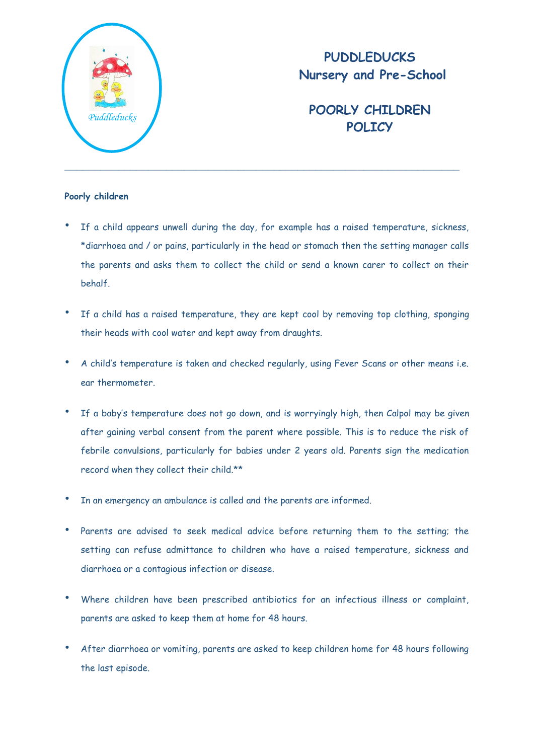# PUDDLEDUCKS
# Nursery and Pre-School

## POORLY CHILDREN POLICY

---

### Poorly children

- If a child appears unwell during the day, for example has a raised temperature, sickness, *diarrhoea and / or pains, particularly in the head or stomach then the setting manager calls the parents and asks them to collect the child or send a known carer to collect on their behalf.
- If a child has a raised temperature, they are kept cool by removing top clothing, sponging their heads with cool water and kept away from draughts.
- A child's temperature is taken and checked regularly, using Fever Scans or other means i.e. ear thermometer.
- If a baby's temperature does not go down, and is worryingly high, then Calpol may be given after gaining verbal consent from the parent where possible. This is to reduce the risk of febrile convulsions, particularly for babies under 2 years old. Parents sign the medication record when they collect their child.**
- In an emergency an ambulance is called and the parents are informed.
- Parents are advised to seek medical advice before returning them to the setting; the setting can refuse admittance to children who have a raised temperature, sickness and diarrhoea or a contagious infection or disease.
- Where children have been prescribed antibiotics for an infectious illness or complaint, parents are asked to keep them at home for 48 hours.
- After diarrhoea or vomiting, parents are asked to keep children home for 48 hours following the last episode.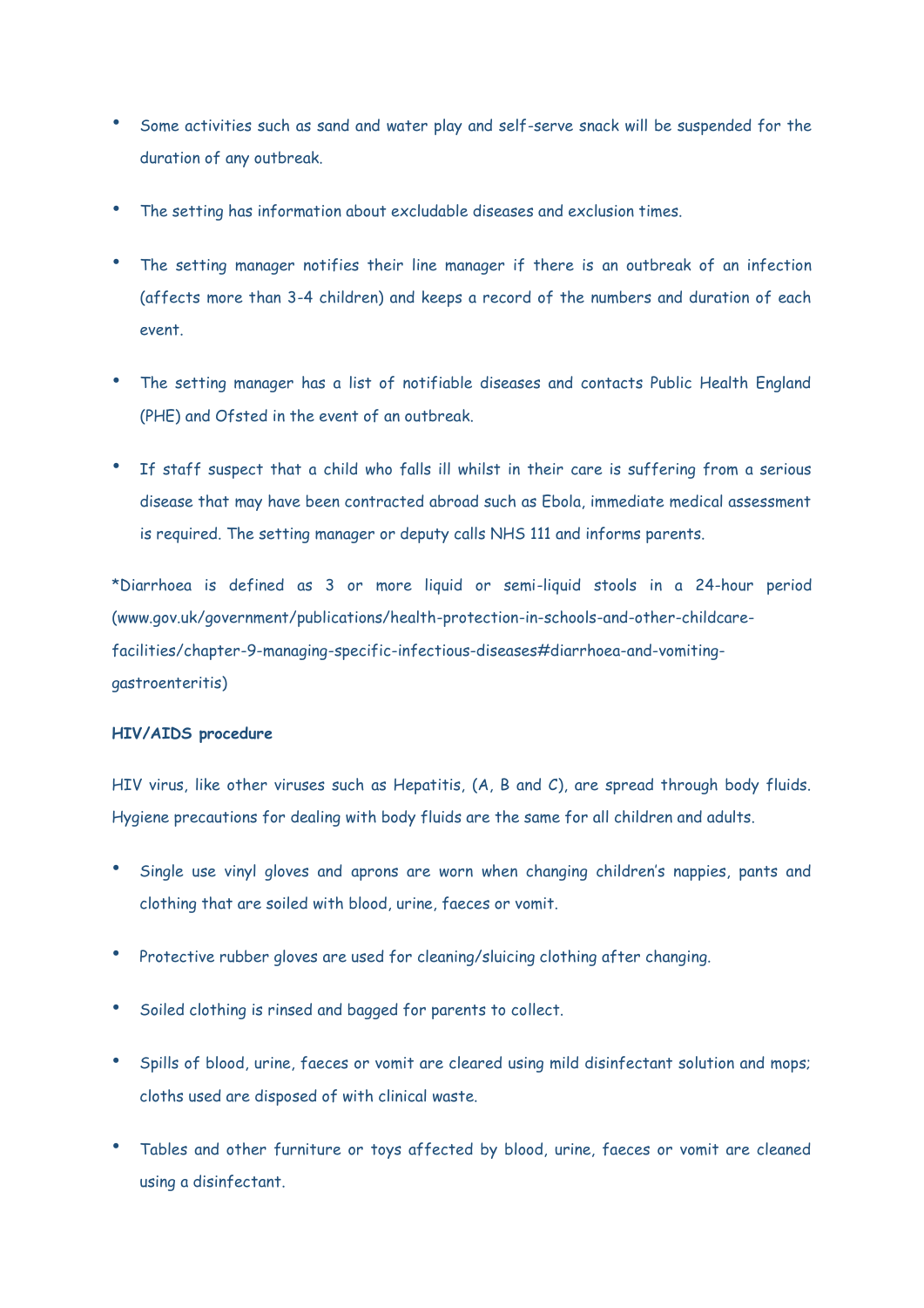- Some activities such as sand and water play and self-serve snack will be suspended for the duration of any outbreak.
- The setting has information about excludable diseases and exclusion times.
- The setting manager notifies their line manager if there is an outbreak of an infection (affects more than 3-4 children) and keeps a record of the numbers and duration of each event.
- The setting manager has a list of notifiable diseases and contacts Public Health England (PHE) and Ofsted in the event of an outbreak.
- If staff suspect that a child who falls ill whilst in their care is suffering from a serious disease that may have been contracted abroad such as Ebola, immediate medical assessment is required. The setting manager or deputy calls NHS 111 and informs parents.

*Diarrhoea is defined as 3 or more liquid or semi-liquid stools in a 24-hour period (www.gov.uk/government/publications/health-protection-in-schools-and-other-childcare-facilities/chapter-9-managing-specific-infectious-diseases#diarrhoea-and-vomiting-gastroenteritis)

**HIV/AIDS procedure**

HIV virus, like other viruses such as Hepatitis, (A, B and C), are spread through body fluids. Hygiene precautions for dealing with body fluids are the same for all children and adults.

- Single use vinyl gloves and aprons are worn when changing children's nappies, pants and clothing that are soiled with blood, urine, faeces or vomit.
- Protective rubber gloves are used for cleaning/sluicing clothing after changing.
- Soiled clothing is rinsed and bagged for parents to collect.
- Spills of blood, urine, faeces or vomit are cleared using mild disinfectant solution and mops; cloths used are disposed of with clinical waste.
- Tables and other furniture or toys affected by blood, urine, faeces or vomit are cleaned using a disinfectant.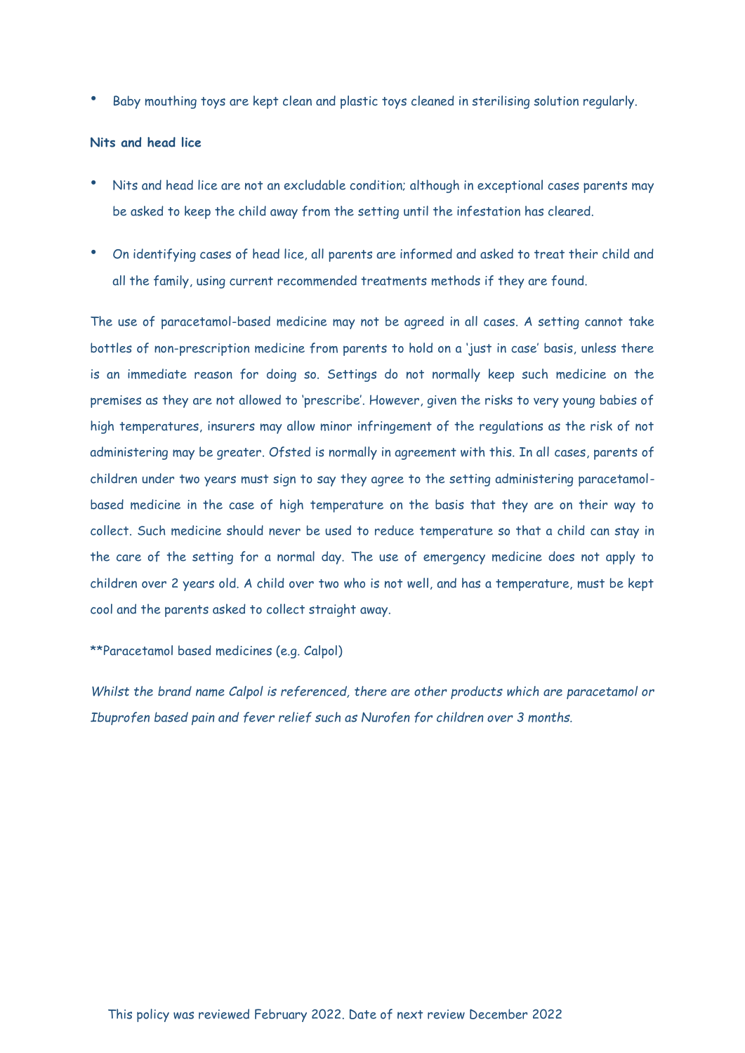- Baby mouthing toys are kept clean and plastic toys cleaned in sterilising solution regularly.

**Nits and head lice**

- Nits and head lice are not an excludable condition; although in exceptional cases parents may be asked to keep the child away from the setting until the infestation has cleared.
- On identifying cases of head lice, all parents are informed and asked to treat their child and all the family, using current recommended treatments methods if they are found.

The use of paracetamol-based medicine may not be agreed in all cases. A setting cannot take bottles of non-prescription medicine from parents to hold on a 'just in case' basis, unless there is an immediate reason for doing so. Settings do not normally keep such medicine on the premises as they are not allowed to 'prescribe'. However, given the risks to very young babies of high temperatures, insurers may allow minor infringement of the regulations as the risk of not administering may be greater. Ofsted is normally in agreement with this. In all cases, parents of children under two years must sign to say they agree to the setting administering paracetamol-based medicine in the case of high temperature on the basis that they are on their way to collect. Such medicine should never be used to reduce temperature so that a child can stay in the care of the setting for a normal day. The use of emergency medicine does not apply to children over 2 years old. A child over two who is not well, and has a temperature, must be kept cool and the parents asked to collect straight away.

**Paracetamol based medicines (e.g. Calpol)

*Whilst the brand name Calpol is referenced, there are other products which are paracetamol or Ibuprofen based pain and fever relief such as Nurofen for children over 3 months.*

This policy was reviewed February 2022. Date of next review December 2022